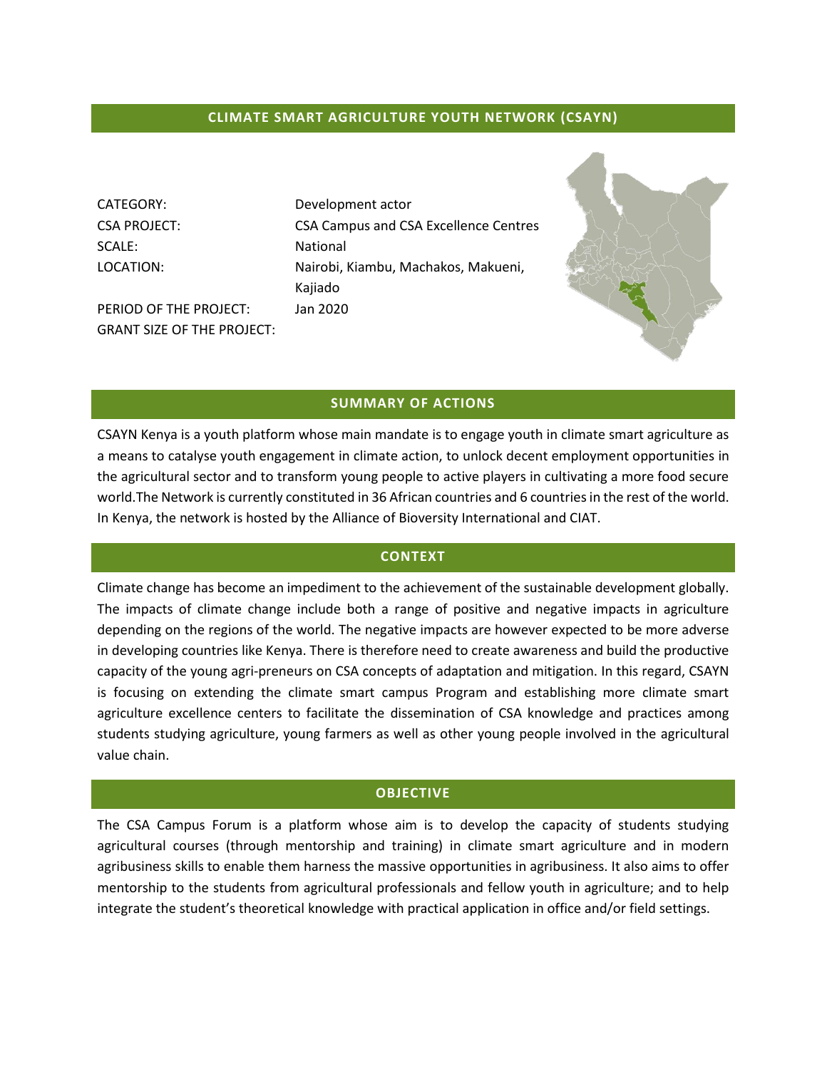# CLIMATE SMART AGRICULTURE YOUTH NETWORK (CSAYN)

| | |
|---|---|
| CATEGORY: | Development actor |
| CSA PROJECT: | CSA Campus and CSA Excellence Centres |
| SCALE: | National |
| LOCATION: | Nairobi, Kiambu, Machakos, Makueni, Kajiado |
| PERIOD OF THE PROJECT: | Jan 2020 |
| GRANT SIZE OF THE PROJECT: | |

## SUMMARY OF ACTIONS

CSAYN Kenya is a youth platform whose main mandate is to engage youth in climate smart agriculture as a means to catalyse youth engagement in climate action, to unlock decent employment opportunities in the agricultural sector and to transform young people to active players in cultivating a more food secure world.The Network is currently constituted in 36 African countries and 6 countries in the rest of the world. In Kenya, the network is hosted by the Alliance of Bioversity International and CIAT.

## CONTEXT

Climate change has become an impediment to the achievement of the sustainable development globally. The impacts of climate change include both a range of positive and negative impacts in agriculture depending on the regions of the world. The negative impacts are however expected to be more adverse in developing countries like Kenya. There is therefore need to create awareness and build the productive capacity of the young agri-preneurs on CSA concepts of adaptation and mitigation. In this regard, CSAYN is focusing on extending the climate smart campus Program and establishing more climate smart agriculture excellence centers to facilitate the dissemination of CSA knowledge and practices among students studying agriculture, young farmers as well as other young people involved in the agricultural value chain.

## OBJECTIVE

The CSA Campus Forum is a platform whose aim is to develop the capacity of students studying agricultural courses (through mentorship and training) in climate smart agriculture and in modern agribusiness skills to enable them harness the massive opportunities in agribusiness. It also aims to offer mentorship to the students from agricultural professionals and fellow youth in agriculture; and to help integrate the student's theoretical knowledge with practical application in office and/or field settings.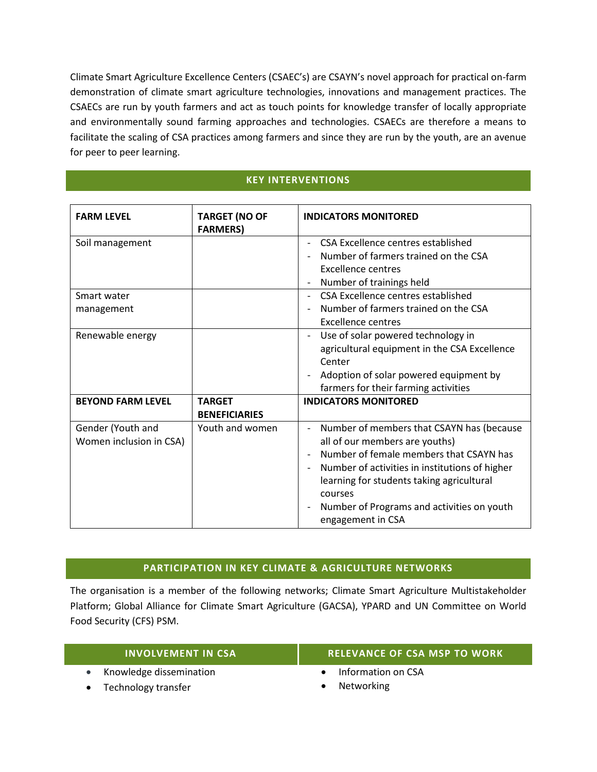Climate Smart Agriculture Excellence Centers (CSAEC's) are CSAYN's novel approach for practical on-farm demonstration of climate smart agriculture technologies, innovations and management practices. The CSAECs are run by youth farmers and act as touch points for knowledge transfer of locally appropriate and environmentally sound farming approaches and technologies. CSAECs are therefore a means to facilitate the scaling of CSA practices among farmers and since they are run by the youth, are an avenue for peer to peer learning.

## KEY INTERVENTIONS

| **FARM LEVEL** | **TARGET (NO OF FARMERS)** | **INDICATORS MONITORED** |
|---|---|---|
| Soil management | | - CSA Excellence centres established<br>- Number of farmers trained on the CSA Excellence centres<br>- Number of trainings held |
| Smart water management | | - CSA Excellence centres established<br>- Number of farmers trained on the CSA Excellence centres |
| Renewable energy | | - Use of solar powered technology in agricultural equipment in the CSA Excellence Center<br>- Adoption of solar powered equipment by farmers for their farming activities |
| **BEYOND FARM LEVEL** | **TARGET BENEFICIARIES** | **INDICATORS MONITORED** |
| Gender (Youth and Women inclusion in CSA) | Youth and women | - Number of members that CSAYN has (because all of our members are youths)<br>- Number of female members that CSAYN has<br>- Number of activities in institutions of higher learning for students taking agricultural courses<br>- Number of Programs and activities on youth engagement in CSA |

## PARTICIPATION IN KEY CLIMATE & AGRICULTURE NETWORKS

The organisation is a member of the following networks; Climate Smart Agriculture Multistakeholder Platform; Global Alliance for Climate Smart Agriculture (GACSA), YPARD and UN Committee on World Food Security (CFS) PSM.

## INVOLVEMENT IN CSA

- Knowledge dissemination
- Technology transfer

## RELEVANCE OF CSA MSP TO WORK

- Information on CSA
- Networking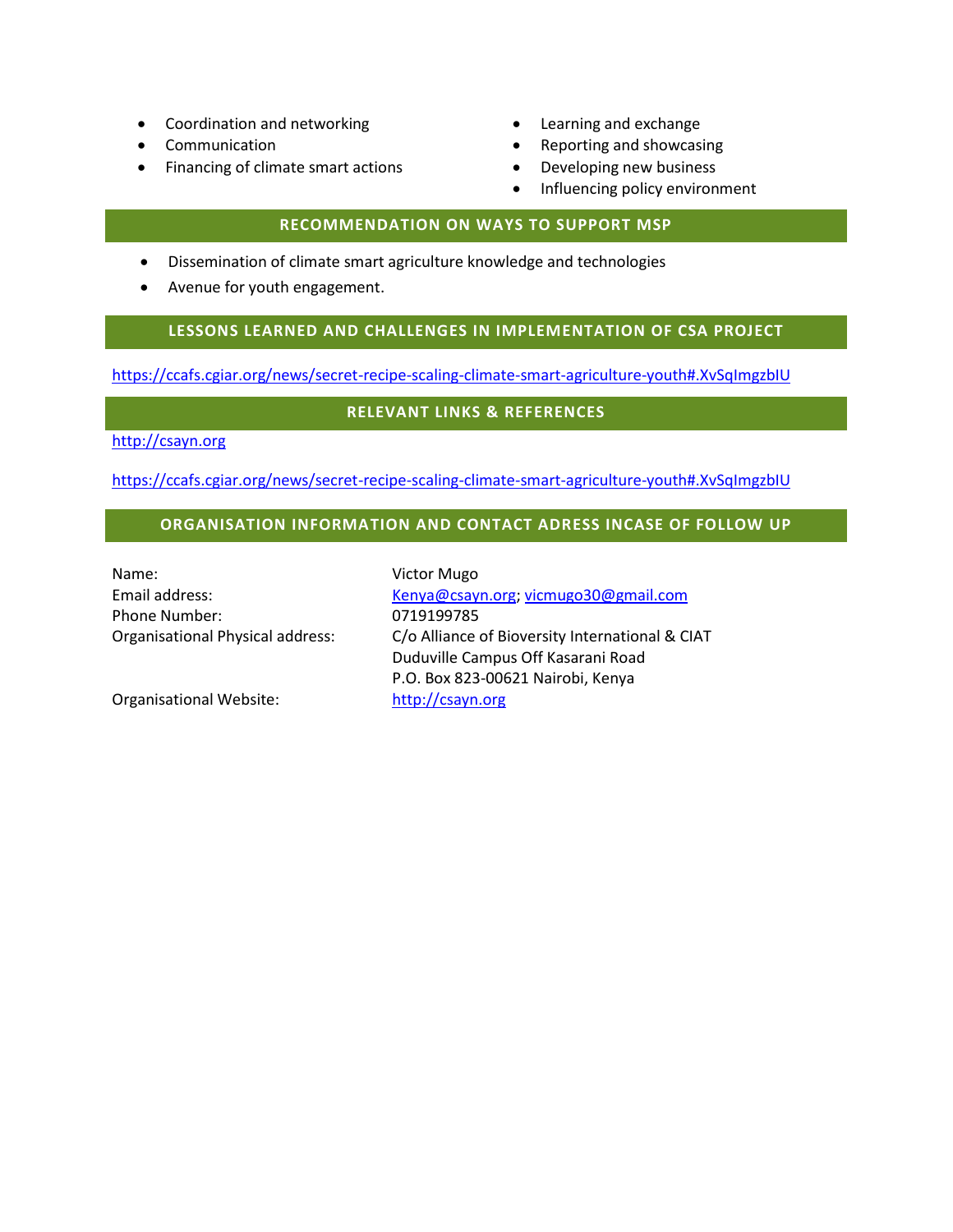- Coordination and networking
- Communication
- Financing of climate smart actions
- Learning and exchange
- Reporting and showcasing
- Developing new business
- Influencing policy environment

## RECOMMENDATION ON WAYS TO SUPPORT MSP

- Dissemination of climate smart agriculture knowledge and technologies
- Avenue for youth engagement.

## LESSONS LEARNED AND CHALLENGES IN IMPLEMENTATION OF CSA PROJECT

https://ccafs.cgiar.org/news/secret-recipe-scaling-climate-smart-agriculture-youth#.XvSqImgzbIU

## RELEVANT LINKS & REFERENCES

http://csayn.org

https://ccafs.cgiar.org/news/secret-recipe-scaling-climate-smart-agriculture-youth#.XvSqImgzbIU

## ORGANISATION INFORMATION AND CONTACT ADRESS INCASE OF FOLLOW UP

| | |
|---|---|
| Name: | Victor Mugo |
| Email address: | Kenya@csayn.org; vicmugo30@gmail.com |
| Phone Number: | 0719199785 |
| Organisational Physical address: | C/o Alliance of Bioversity International & CIAT<br>Duduville Campus Off Kasarani Road<br>P.O. Box 823-00621 Nairobi, Kenya |
| Organisational Website: | http://csayn.org |